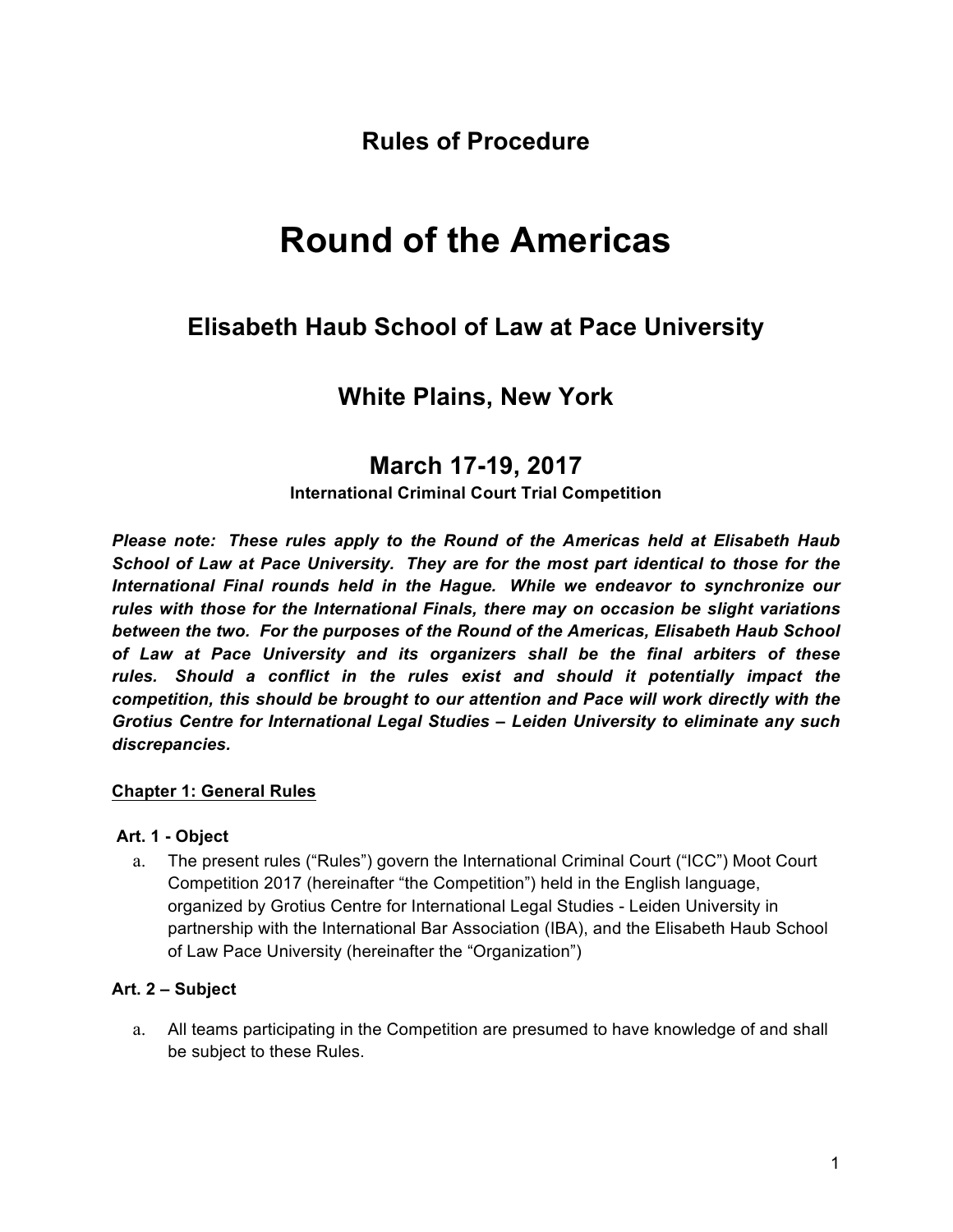## Rules of Procedure

# Round of the Americas

## Elisabeth Haub School of Law at Pace University

## White Plains, New York

## March 17-19, 2017

**International Criminal Court Trial Competition**

***Please note: These rules apply to the Round of the Americas held at Elisabeth Haub School of Law at Pace University. They are for the most part identical to those for the International Final rounds held in the Hague. While we endeavor to synchronize our rules with those for the International Finals, there may on occasion be slight variations between the two. For the purposes of the Round of the Americas, Elisabeth Haub School of Law at Pace University and its organizers shall be the final arbiters of these rules. Should a conflict in the rules exist and should it potentially impact the competition, this should be brought to our attention and Pace will work directly with the Grotius Centre for International Legal Studies – Leiden University to eliminate any such discrepancies.***

### Chapter 1: General Rules

**Art. 1 - Object**

a. The present rules ("Rules") govern the International Criminal Court ("ICC") Moot Court Competition 2017 (hereinafter "the Competition") held in the English language, organized by Grotius Centre for International Legal Studies - Leiden University in partnership with the International Bar Association (IBA), and the Elisabeth Haub School of Law Pace University (hereinafter the "Organization")

**Art. 2 – Subject**

a. All teams participating in the Competition are presumed to have knowledge of and shall be subject to these Rules.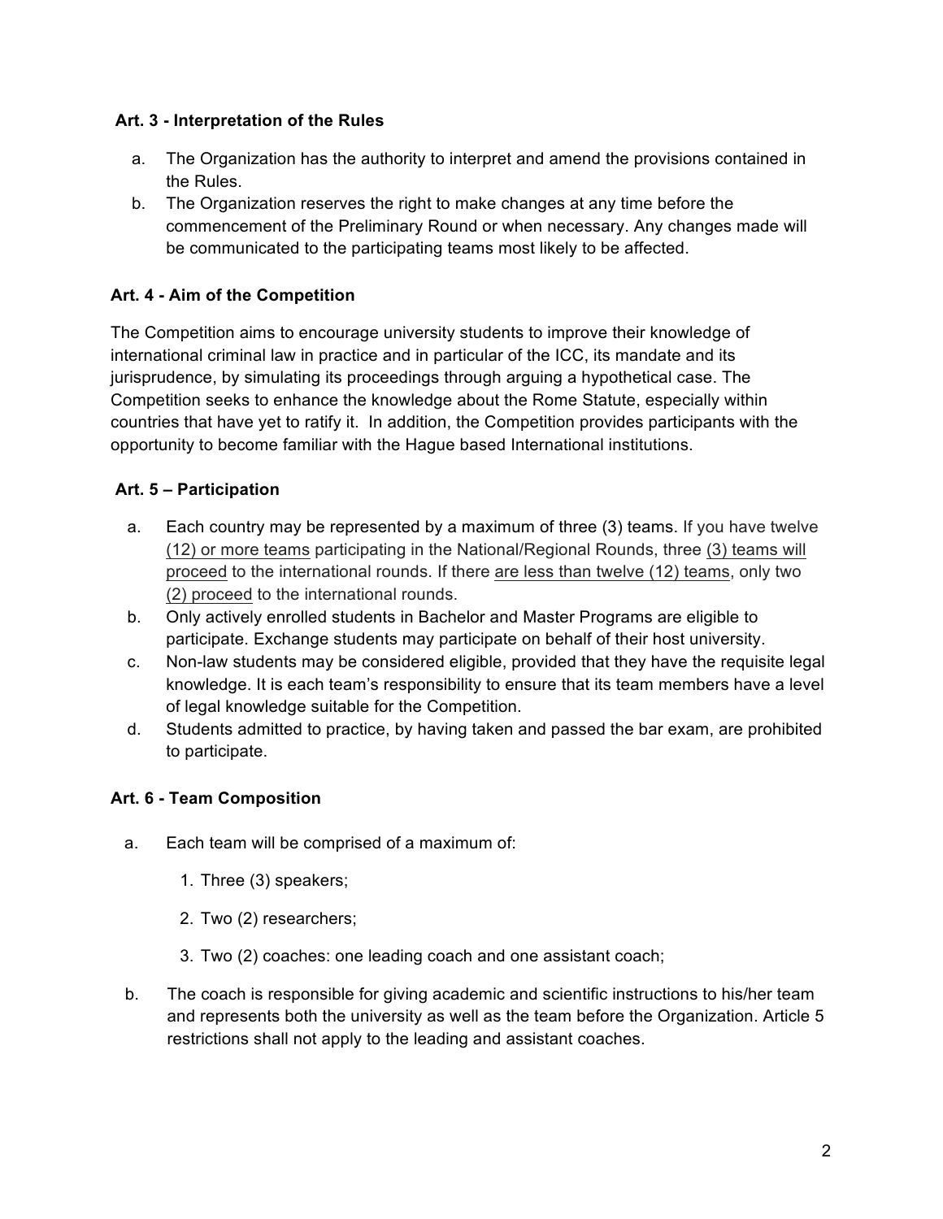### Art. 3 - Interpretation of the Rules

a. The Organization has the authority to interpret and amend the provisions contained in the Rules.
b. The Organization reserves the right to make changes at any time before the commencement of the Preliminary Round or when necessary. Any changes made will be communicated to the participating teams most likely to be affected.

### Art. 4 - Aim of the Competition

The Competition aims to encourage university students to improve their knowledge of international criminal law in practice and in particular of the ICC, its mandate and its jurisprudence, by simulating its proceedings through arguing a hypothetical case. The Competition seeks to enhance the knowledge about the Rome Statute, especially within countries that have yet to ratify it. In addition, the Competition provides participants with the opportunity to become familiar with the Hague based International institutions.

### Art. 5 – Participation

a. Each country may be represented by a maximum of three (3) teams. If you have twelve (12) or more teams participating in the National/Regional Rounds, three (3) teams will proceed to the international rounds. If there are less than twelve (12) teams, only two (2) proceed to the international rounds.
b. Only actively enrolled students in Bachelor and Master Programs are eligible to participate. Exchange students may participate on behalf of their host university.
c. Non-law students may be considered eligible, provided that they have the requisite legal knowledge. It is each team's responsibility to ensure that its team members have a level of legal knowledge suitable for the Competition.
d. Students admitted to practice, by having taken and passed the bar exam, are prohibited to participate.

### Art. 6 - Team Composition

a. Each team will be comprised of a maximum of:
   1. Three (3) speakers;
   2. Two (2) researchers;
   3. Two (2) coaches: one leading coach and one assistant coach;
b. The coach is responsible for giving academic and scientific instructions to his/her team and represents both the university as well as the team before the Organization. Article 5 restrictions shall not apply to the leading and assistant coaches.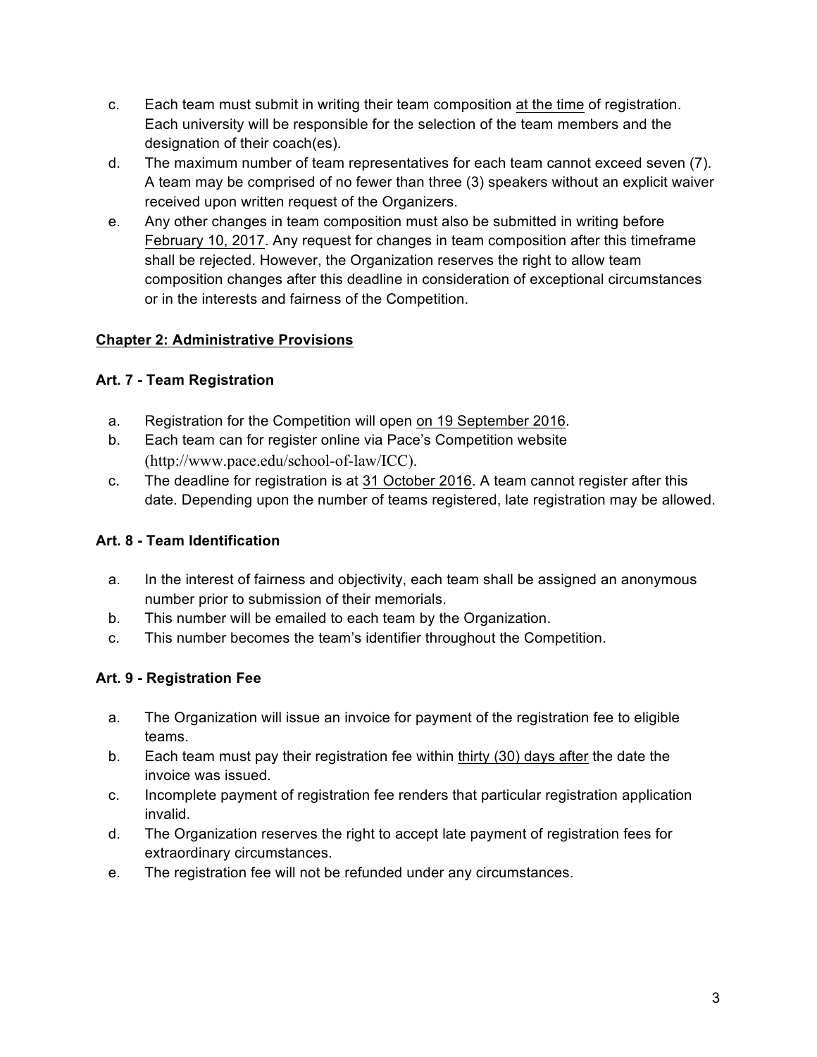c. Each team must submit in writing their team composition <u>at the time</u> of registration. Each university will be responsible for the selection of the team members and the designation of their coach(es).

d. The maximum number of team representatives for each team cannot exceed seven (7). A team may be comprised of no fewer than three (3) speakers without an explicit waiver received upon written request of the Organizers.

e. Any other changes in team composition must also be submitted in writing before <u>February 10, 2017</u>. Any request for changes in team composition after this timeframe shall be rejected. However, the Organization reserves the right to allow team composition changes after this deadline in consideration of exceptional circumstances or in the interests and fairness of the Competition.

## <u>Chapter 2: Administrative Provisions</u>

### Art. 7 - Team Registration

a. Registration for the Competition will open <u>on 19 September 2016</u>.

b. Each team can for register online via Pace's Competition website (http://www.pace.edu/school-of-law/ICC).

c. The deadline for registration is at <u>31 October 2016</u>. A team cannot register after this date. Depending upon the number of teams registered, late registration may be allowed.

### Art. 8 - Team Identification

a. In the interest of fairness and objectivity, each team shall be assigned an anonymous number prior to submission of their memorials.

b. This number will be emailed to each team by the Organization.

c. This number becomes the team's identifier throughout the Competition.

### Art. 9 - Registration Fee

a. The Organization will issue an invoice for payment of the registration fee to eligible teams.

b. Each team must pay their registration fee within <u>thirty (30) days after</u> the date the invoice was issued.

c. Incomplete payment of registration fee renders that particular registration application invalid.

d. The Organization reserves the right to accept late payment of registration fees for extraordinary circumstances.

e. The registration fee will not be refunded under any circumstances.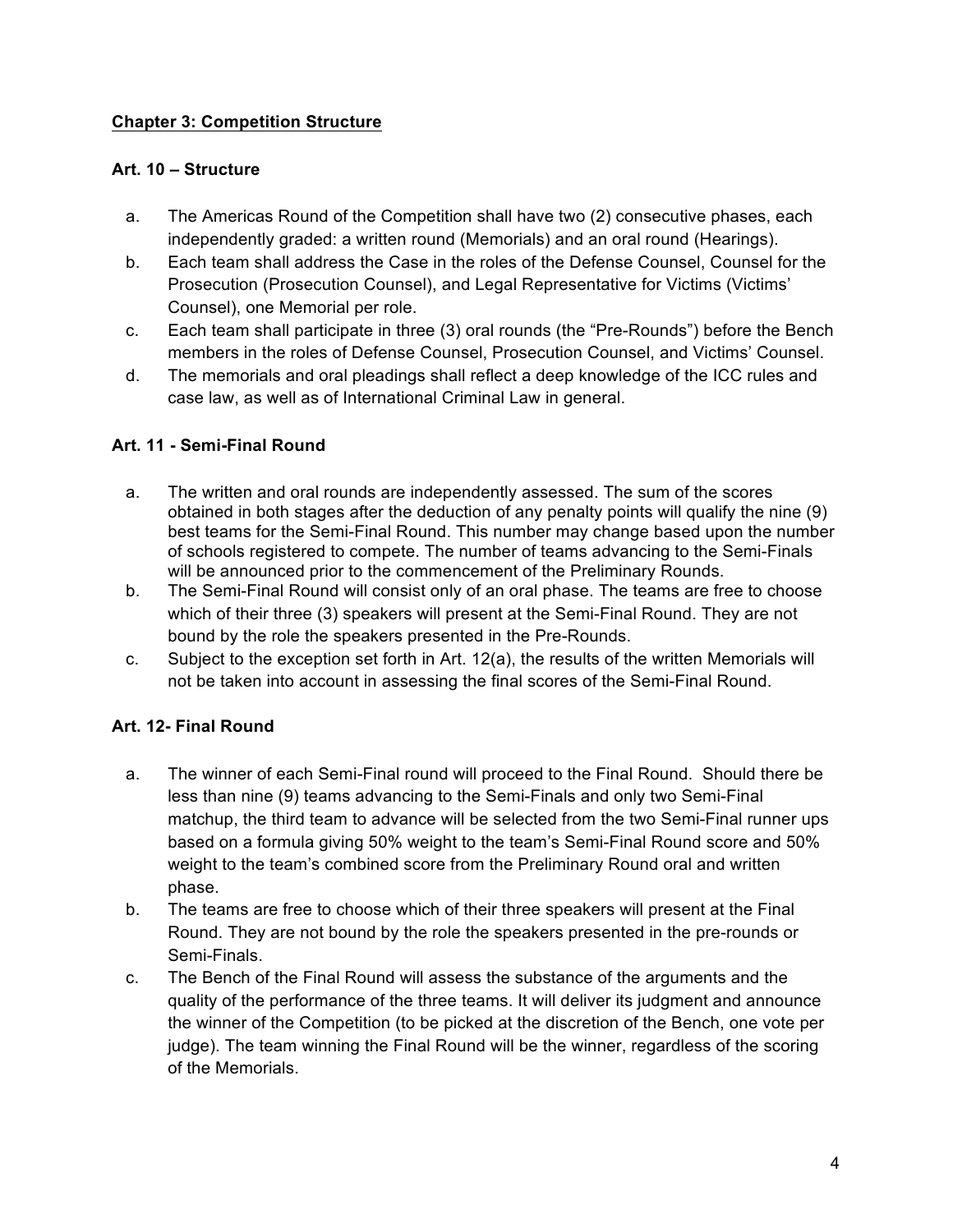## Chapter 3: Competition Structure

### Art. 10 – Structure

a. The Americas Round of the Competition shall have two (2) consecutive phases, each independently graded: a written round (Memorials) and an oral round (Hearings).
b. Each team shall address the Case in the roles of the Defense Counsel, Counsel for the Prosecution (Prosecution Counsel), and Legal Representative for Victims (Victims' Counsel), one Memorial per role.
c. Each team shall participate in three (3) oral rounds (the "Pre-Rounds") before the Bench members in the roles of Defense Counsel, Prosecution Counsel, and Victims' Counsel.
d. The memorials and oral pleadings shall reflect a deep knowledge of the ICC rules and case law, as well as of International Criminal Law in general.

### Art. 11 - Semi-Final Round

a. The written and oral rounds are independently assessed. The sum of the scores obtained in both stages after the deduction of any penalty points will qualify the nine (9) best teams for the Semi-Final Round. This number may change based upon the number of schools registered to compete. The number of teams advancing to the Semi-Finals will be announced prior to the commencement of the Preliminary Rounds.
b. The Semi-Final Round will consist only of an oral phase. The teams are free to choose which of their three (3) speakers will present at the Semi-Final Round. They are not bound by the role the speakers presented in the Pre-Rounds.
c. Subject to the exception set forth in Art. 12(a), the results of the written Memorials will not be taken into account in assessing the final scores of the Semi-Final Round.

### Art. 12- Final Round

a. The winner of each Semi-Final round will proceed to the Final Round. Should there be less than nine (9) teams advancing to the Semi-Finals and only two Semi-Final matchup, the third team to advance will be selected from the two Semi-Final runner ups based on a formula giving 50% weight to the team's Semi-Final Round score and 50% weight to the team's combined score from the Preliminary Round oral and written phase.
b. The teams are free to choose which of their three speakers will present at the Final Round. They are not bound by the role the speakers presented in the pre-rounds or Semi-Finals.
c. The Bench of the Final Round will assess the substance of the arguments and the quality of the performance of the three teams. It will deliver its judgment and announce the winner of the Competition (to be picked at the discretion of the Bench, one vote per judge). The team winning the Final Round will be the winner, regardless of the scoring of the Memorials.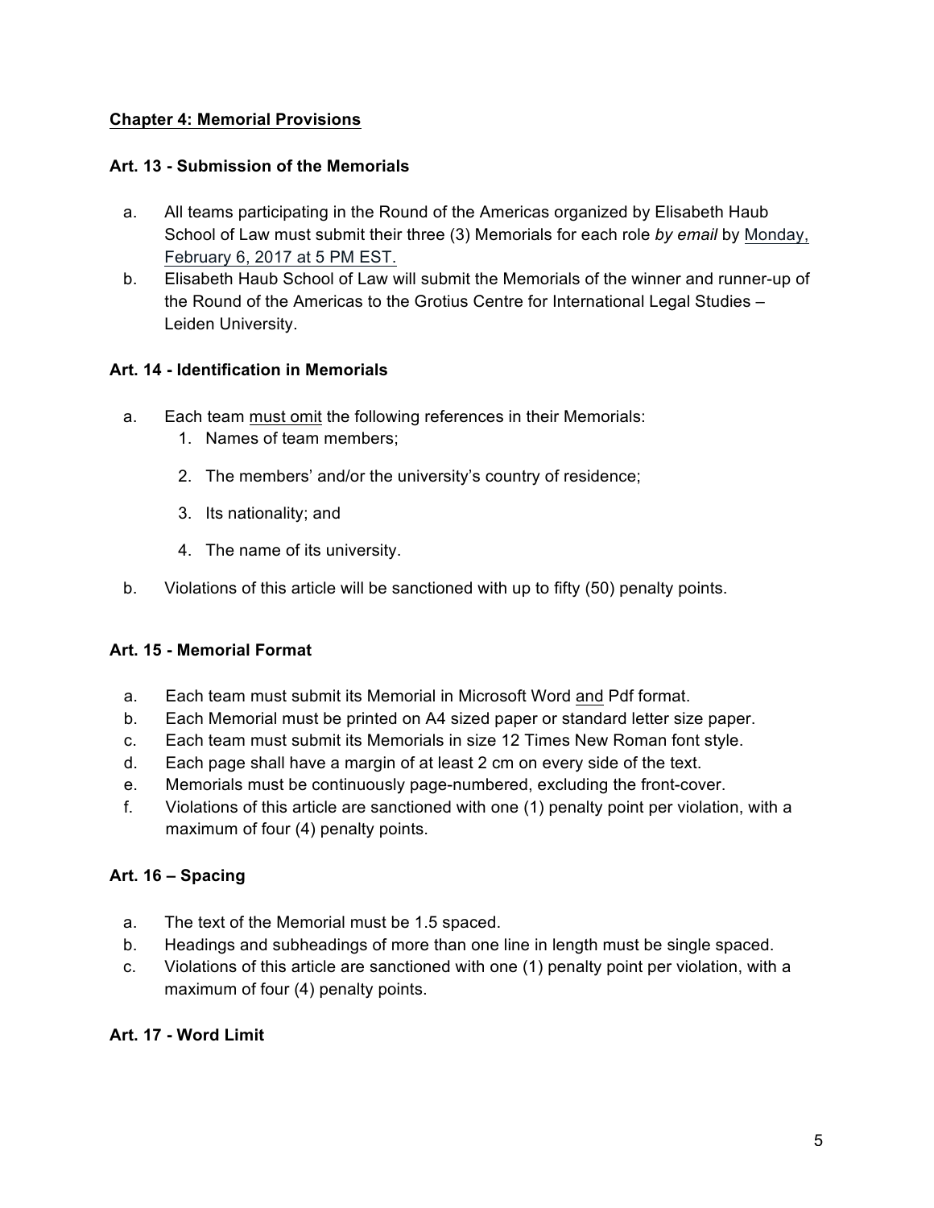## **Chapter 4: Memorial Provisions**

### **Art. 13 - Submission of the Memorials**

a. All teams participating in the Round of the Americas organized by Elisabeth Haub School of Law must submit their three (3) Memorials for each role *by email* by Monday, February 6, 2017 at 5 PM EST.

b. Elisabeth Haub School of Law will submit the Memorials of the winner and runner-up of the Round of the Americas to the Grotius Centre for International Legal Studies – Leiden University.

### **Art. 14 - Identification in Memorials**

a. Each team must omit the following references in their Memorials:
   1. Names of team members;
   2. The members' and/or the university's country of residence;
   3. Its nationality; and
   4. The name of its university.

b. Violations of this article will be sanctioned with up to fifty (50) penalty points.

### **Art. 15 - Memorial Format**

a. Each team must submit its Memorial in Microsoft Word and Pdf format.
b. Each Memorial must be printed on A4 sized paper or standard letter size paper.
c. Each team must submit its Memorials in size 12 Times New Roman font style.
d. Each page shall have a margin of at least 2 cm on every side of the text.
e. Memorials must be continuously page-numbered, excluding the front-cover.
f. Violations of this article are sanctioned with one (1) penalty point per violation, with a maximum of four (4) penalty points.

### **Art. 16 – Spacing**

a. The text of the Memorial must be 1.5 spaced.
b. Headings and subheadings of more than one line in length must be single spaced.
c. Violations of this article are sanctioned with one (1) penalty point per violation, with a maximum of four (4) penalty points.

### **Art. 17 - Word Limit**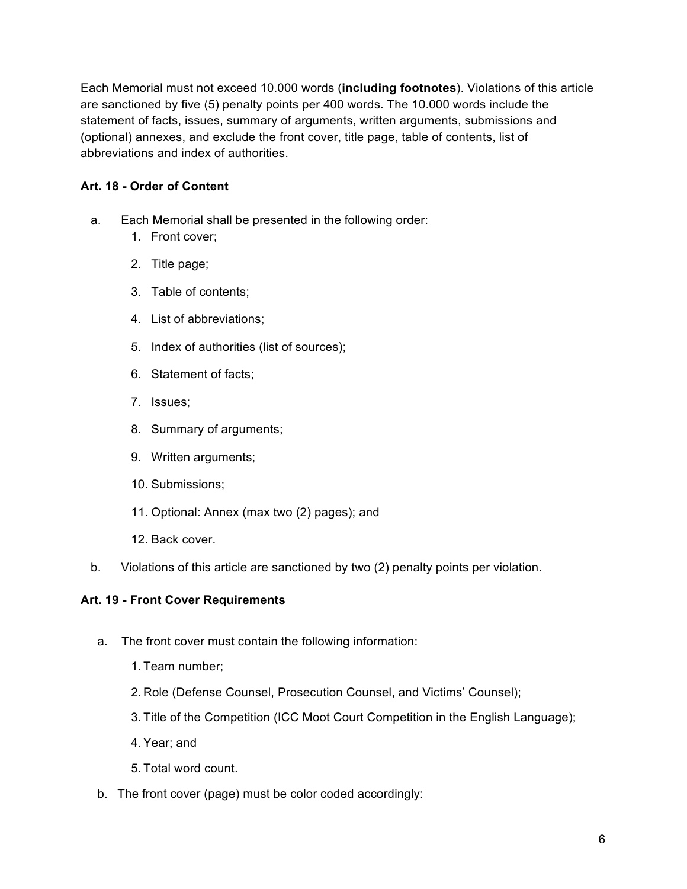Each Memorial must not exceed 10.000 words (**including footnotes**). Violations of this article are sanctioned by five (5) penalty points per 400 words. The 10.000 words include the statement of facts, issues, summary of arguments, written arguments, submissions and (optional) annexes, and exclude the front cover, title page, table of contents, list of abbreviations and index of authorities.

### Art. 18 - Order of Content

a. Each Memorial shall be presented in the following order:
   1. Front cover;
   2. Title page;
   3. Table of contents;
   4. List of abbreviations;
   5. Index of authorities (list of sources);
   6. Statement of facts;
   7. Issues;
   8. Summary of arguments;
   9. Written arguments;
   10. Submissions;
   11. Optional: Annex (max two (2) pages); and
   12. Back cover.

b. Violations of this article are sanctioned by two (2) penalty points per violation.

### Art. 19 - Front Cover Requirements

a. The front cover must contain the following information:
   1. Team number;
   2. Role (Defense Counsel, Prosecution Counsel, and Victims' Counsel);
   3. Title of the Competition (ICC Moot Court Competition in the English Language);
   4. Year; and
   5. Total word count.

b. The front cover (page) must be color coded accordingly: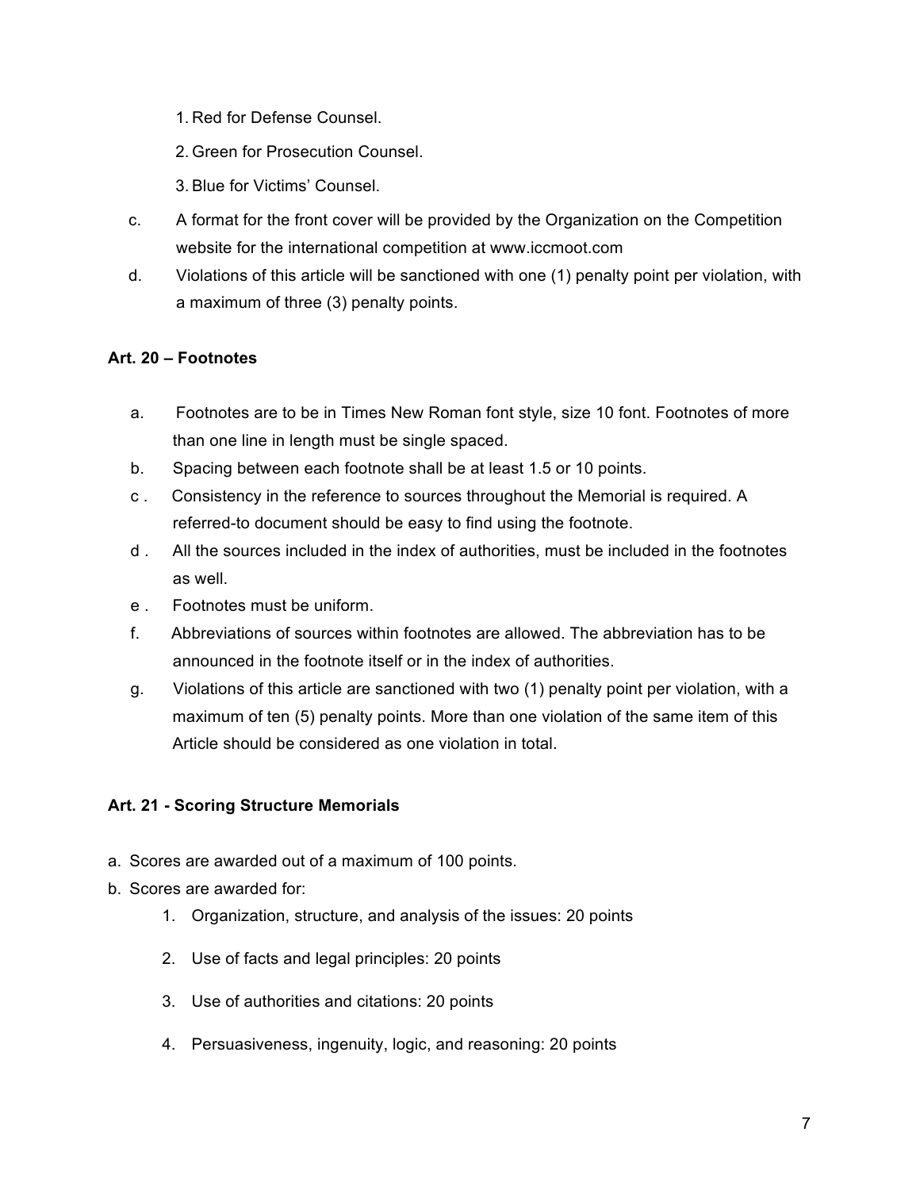1. Red for Defense Counsel.
2. Green for Prosecution Counsel.
3. Blue for Victims' Counsel.

c. A format for the front cover will be provided by the Organization on the Competition website for the international competition at www.iccmoot.com

d. Violations of this article will be sanctioned with one (1) penalty point per violation, with a maximum of three (3) penalty points.

**Art. 20 – Footnotes**

a. Footnotes are to be in Times New Roman font style, size 10 font. Footnotes of more than one line in length must be single spaced.

b. Spacing between each footnote shall be at least 1.5 or 10 points.

c . Consistency in the reference to sources throughout the Memorial is required. A referred-to document should be easy to find using the footnote.

d . All the sources included in the index of authorities, must be included in the footnotes as well.

e . Footnotes must be uniform.

f. Abbreviations of sources within footnotes are allowed. The abbreviation has to be announced in the footnote itself or in the index of authorities.

g. Violations of this article are sanctioned with two (1) penalty point per violation, with a maximum of ten (5) penalty points. More than one violation of the same item of this Article should be considered as one violation in total.

**Art. 21 - Scoring Structure Memorials**

a. Scores are awarded out of a maximum of 100 points.

b. Scores are awarded for:

1. Organization, structure, and analysis of the issues: 20 points
2. Use of facts and legal principles: 20 points
3. Use of authorities and citations: 20 points
4. Persuasiveness, ingenuity, logic, and reasoning: 20 points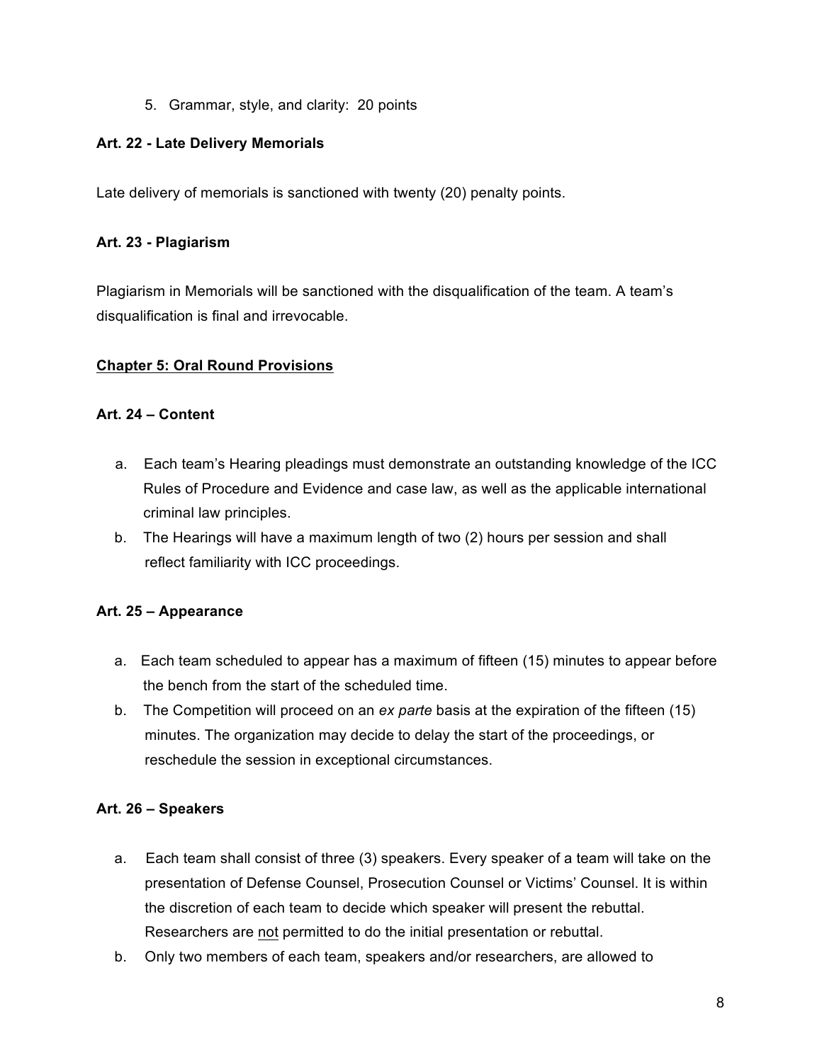5. Grammar, style, and clarity: 20 points

**Art. 22 - Late Delivery Memorials**

Late delivery of memorials is sanctioned with twenty (20) penalty points.

**Art. 23 - Plagiarism**

Plagiarism in Memorials will be sanctioned with the disqualification of the team. A team's disqualification is final and irrevocable.

**<u>Chapter 5: Oral Round Provisions</u>**

**Art. 24 – Content**

a. Each team's Hearing pleadings must demonstrate an outstanding knowledge of the ICC Rules of Procedure and Evidence and case law, as well as the applicable international criminal law principles.
b. The Hearings will have a maximum length of two (2) hours per session and shall reflect familiarity with ICC proceedings.

**Art. 25 – Appearance**

a. Each team scheduled to appear has a maximum of fifteen (15) minutes to appear before the bench from the start of the scheduled time.
b. The Competition will proceed on an *ex parte* basis at the expiration of the fifteen (15) minutes. The organization may decide to delay the start of the proceedings, or reschedule the session in exceptional circumstances.

**Art. 26 – Speakers**

a. Each team shall consist of three (3) speakers. Every speaker of a team will take on the presentation of Defense Counsel, Prosecution Counsel or Victims' Counsel. It is within the discretion of each team to decide which speaker will present the rebuttal. Researchers are <u>not</u> permitted to do the initial presentation or rebuttal.
b. Only two members of each team, speakers and/or researchers, are allowed to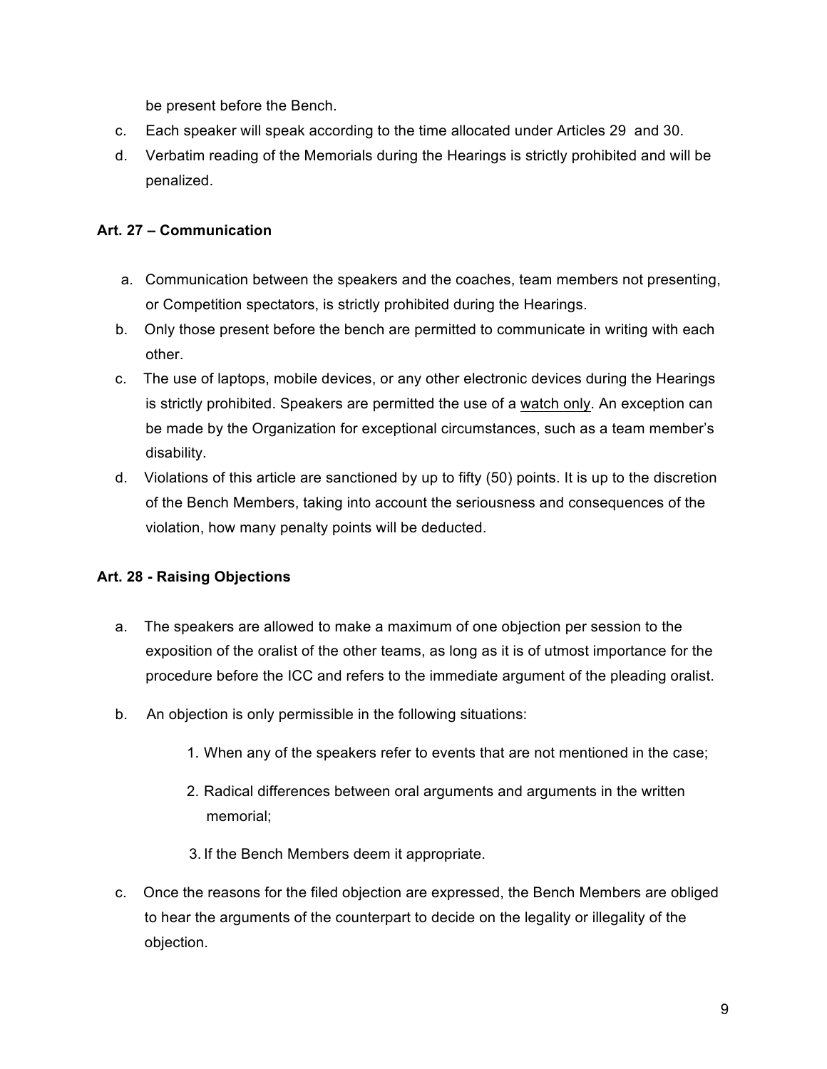be present before the Bench.

c. Each speaker will speak according to the time allocated under Articles 29 and 30.
d. Verbatim reading of the Memorials during the Hearings is strictly prohibited and will be penalized.

**Art. 27 – Communication**

a. Communication between the speakers and the coaches, team members not presenting, or Competition spectators, is strictly prohibited during the Hearings.
b. Only those present before the bench are permitted to communicate in writing with each other.
c. The use of laptops, mobile devices, or any other electronic devices during the Hearings is strictly prohibited. Speakers are permitted the use of a <u>watch only</u>. An exception can be made by the Organization for exceptional circumstances, such as a team member's disability.
d. Violations of this article are sanctioned by up to fifty (50) points. It is up to the discretion of the Bench Members, taking into account the seriousness and consequences of the violation, how many penalty points will be deducted.

**Art. 28 - Raising Objections**

a. The speakers are allowed to make a maximum of one objection per session to the exposition of the oralist of the other teams, as long as it is of utmost importance for the procedure before the ICC and refers to the immediate argument of the pleading oralist.

b. An objection is only permissible in the following situations:

   1. When any of the speakers refer to events that are not mentioned in the case;

   2. Radical differences between oral arguments and arguments in the written memorial;

   3. If the Bench Members deem it appropriate.

c. Once the reasons for the filed objection are expressed, the Bench Members are obliged to hear the arguments of the counterpart to decide on the legality or illegality of the objection.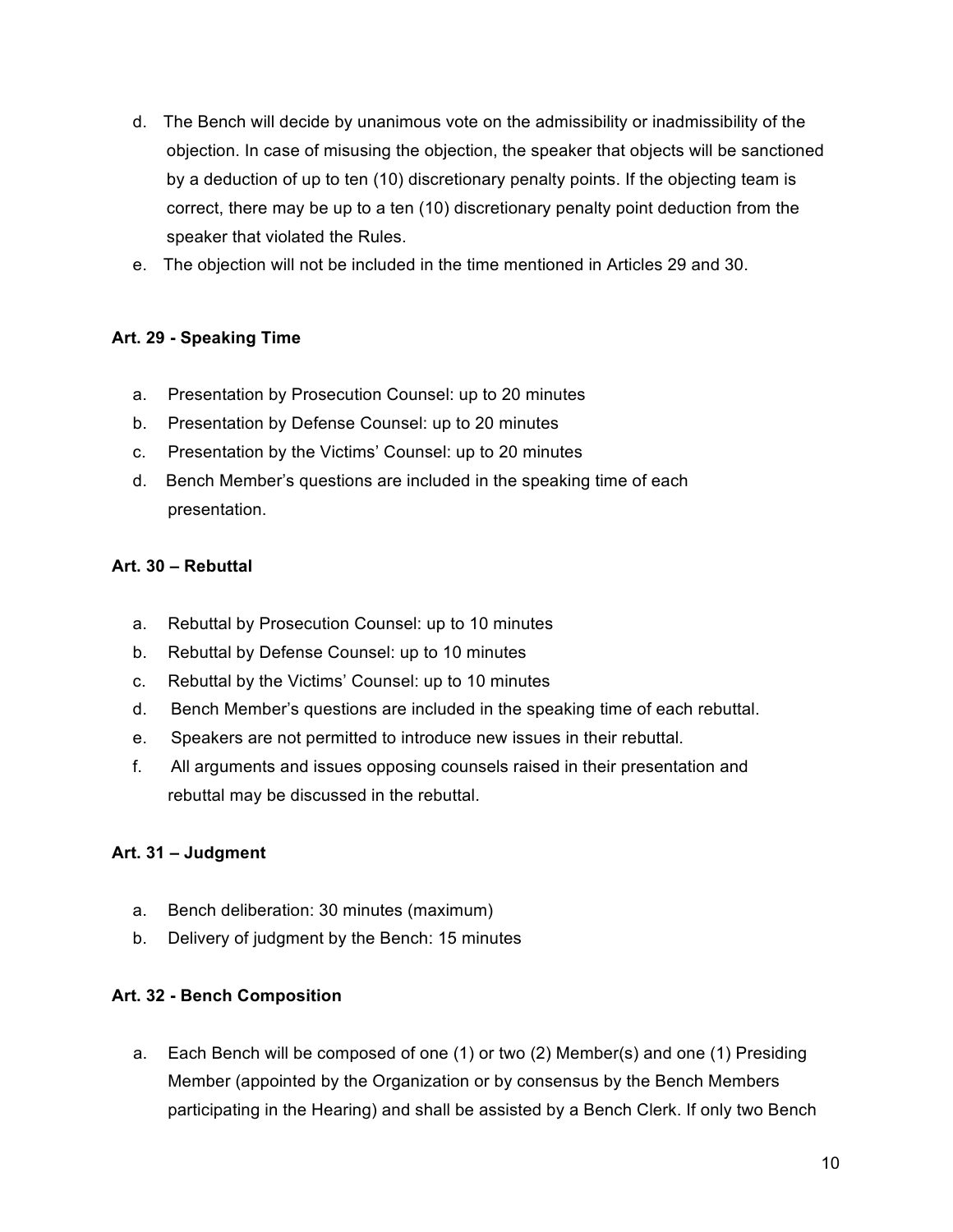d. The Bench will decide by unanimous vote on the admissibility or inadmissibility of the objection. In case of misusing the objection, the speaker that objects will be sanctioned by a deduction of up to ten (10) discretionary penalty points. If the objecting team is correct, there may be up to a ten (10) discretionary penalty point deduction from the speaker that violated the Rules.

e. The objection will not be included in the time mentioned in Articles 29 and 30.

### Art. 29 - Speaking Time

a. Presentation by Prosecution Counsel: up to 20 minutes
b. Presentation by Defense Counsel: up to 20 minutes
c. Presentation by the Victims' Counsel: up to 20 minutes
d. Bench Member's questions are included in the speaking time of each presentation.

### Art. 30 – Rebuttal

a. Rebuttal by Prosecution Counsel: up to 10 minutes
b. Rebuttal by Defense Counsel: up to 10 minutes
c. Rebuttal by the Victims' Counsel: up to 10 minutes
d. Bench Member's questions are included in the speaking time of each rebuttal.
e. Speakers are not permitted to introduce new issues in their rebuttal.
f. All arguments and issues opposing counsels raised in their presentation and rebuttal may be discussed in the rebuttal.

### Art. 31 – Judgment

a. Bench deliberation: 30 minutes (maximum)
b. Delivery of judgment by the Bench: 15 minutes

### Art. 32 - Bench Composition

a. Each Bench will be composed of one (1) or two (2) Member(s) and one (1) Presiding Member (appointed by the Organization or by consensus by the Bench Members participating in the Hearing) and shall be assisted by a Bench Clerk. If only two Bench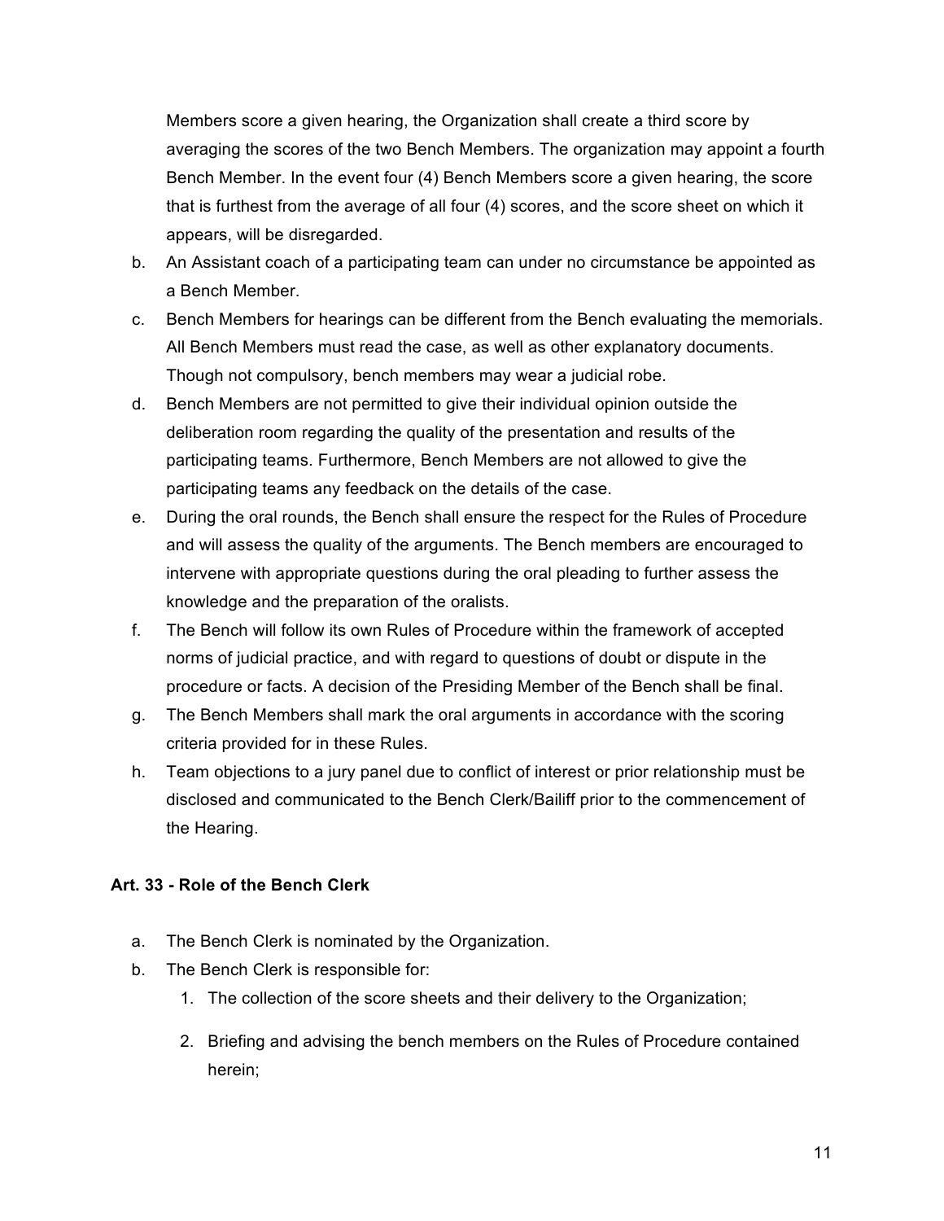Members score a given hearing, the Organization shall create a third score by averaging the scores of the two Bench Members. The organization may appoint a fourth Bench Member. In the event four (4) Bench Members score a given hearing, the score that is furthest from the average of all four (4) scores, and the score sheet on which it appears, will be disregarded.

b. An Assistant coach of a participating team can under no circumstance be appointed as a Bench Member.
c. Bench Members for hearings can be different from the Bench evaluating the memorials. All Bench Members must read the case, as well as other explanatory documents. Though not compulsory, bench members may wear a judicial robe.
d. Bench Members are not permitted to give their individual opinion outside the deliberation room regarding the quality of the presentation and results of the participating teams. Furthermore, Bench Members are not allowed to give the participating teams any feedback on the details of the case.
e. During the oral rounds, the Bench shall ensure the respect for the Rules of Procedure and will assess the quality of the arguments. The Bench members are encouraged to intervene with appropriate questions during the oral pleading to further assess the knowledge and the preparation of the oralists.
f. The Bench will follow its own Rules of Procedure within the framework of accepted norms of judicial practice, and with regard to questions of doubt or dispute in the procedure or facts. A decision of the Presiding Member of the Bench shall be final.
g. The Bench Members shall mark the oral arguments in accordance with the scoring criteria provided for in these Rules.
h. Team objections to a jury panel due to conflict of interest or prior relationship must be disclosed and communicated to the Bench Clerk/Bailiff prior to the commencement of the Hearing.

**Art. 33 - Role of the Bench Clerk**

a. The Bench Clerk is nominated by the Organization.
b. The Bench Clerk is responsible for:
    1. The collection of the score sheets and their delivery to the Organization;
    2. Briefing and advising the bench members on the Rules of Procedure contained herein;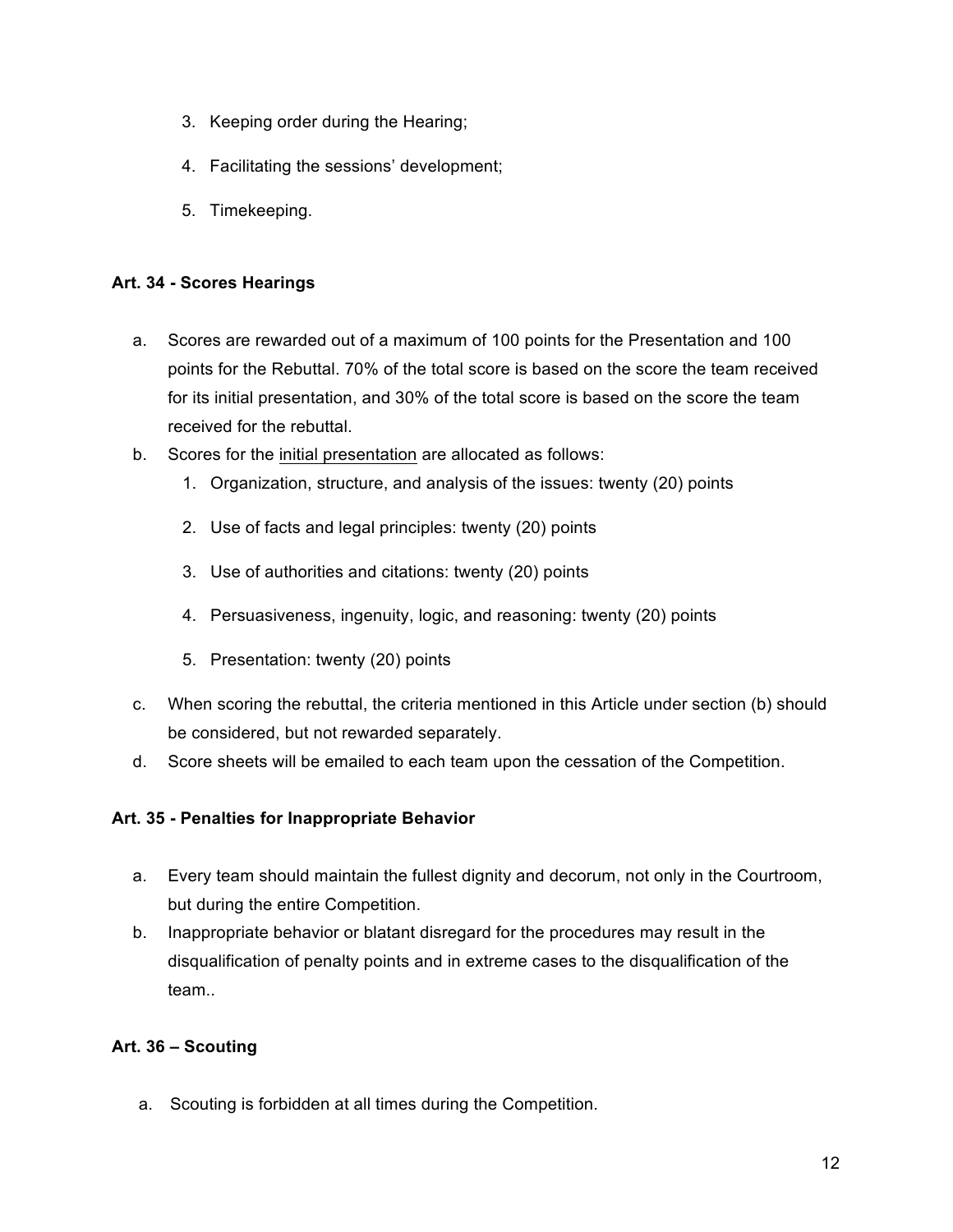3. Keeping order during the Hearing;
4. Facilitating the sessions' development;
5. Timekeeping.

**Art. 34 - Scores Hearings**

a. Scores are rewarded out of a maximum of 100 points for the Presentation and 100 points for the Rebuttal. 70% of the total score is based on the score the team received for its initial presentation, and 30% of the total score is based on the score the team received for the rebuttal.
b. Scores for the <u>initial presentation</u> are allocated as follows:
    1. Organization, structure, and analysis of the issues: twenty (20) points
    2. Use of facts and legal principles: twenty (20) points
    3. Use of authorities and citations: twenty (20) points
    4. Persuasiveness, ingenuity, logic, and reasoning: twenty (20) points
    5. Presentation: twenty (20) points
c. When scoring the rebuttal, the criteria mentioned in this Article under section (b) should be considered, but not rewarded separately.
d. Score sheets will be emailed to each team upon the cessation of the Competition.

**Art. 35 - Penalties for Inappropriate Behavior**

a. Every team should maintain the fullest dignity and decorum, not only in the Courtroom, but during the entire Competition.
b. Inappropriate behavior or blatant disregard for the procedures may result in the disqualification of penalty points and in extreme cases to the disqualification of the team..

**Art. 36 – Scouting**

a. Scouting is forbidden at all times during the Competition.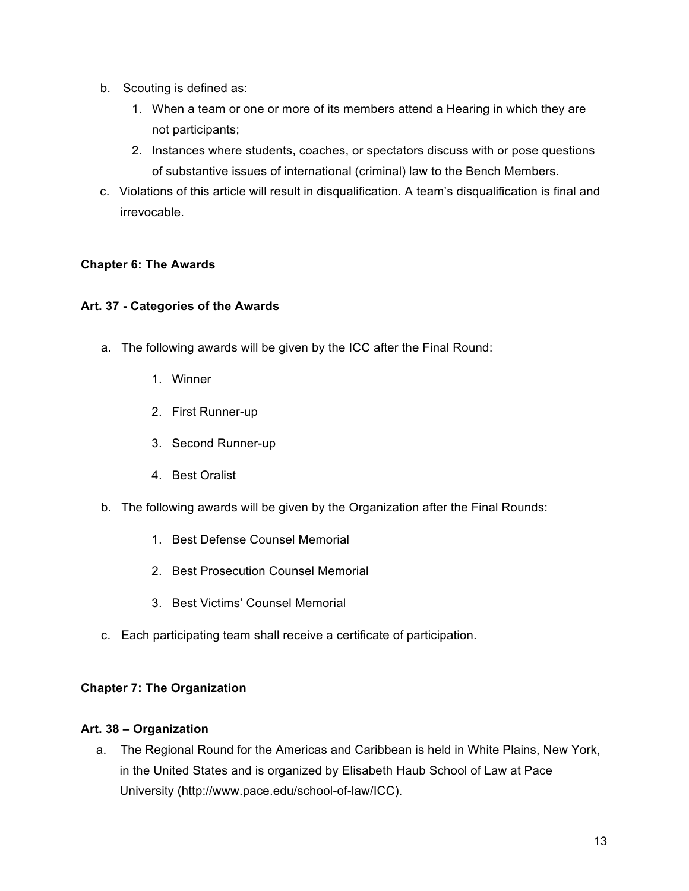b. Scouting is defined as:
    1. When a team or one or more of its members attend a Hearing in which they are not participants;
    2. Instances where students, coaches, or spectators discuss with or pose questions of substantive issues of international (criminal) law to the Bench Members.

c. Violations of this article will result in disqualification. A team's disqualification is final and irrevocable.

## Chapter 6: The Awards

### Art. 37 - Categories of the Awards

a. The following awards will be given by the ICC after the Final Round:
    1. Winner
    2. First Runner-up
    3. Second Runner-up
    4. Best Oralist

b. The following awards will be given by the Organization after the Final Rounds:
    1. Best Defense Counsel Memorial
    2. Best Prosecution Counsel Memorial
    3. Best Victims' Counsel Memorial

c. Each participating team shall receive a certificate of participation.

## Chapter 7: The Organization

### Art. 38 – Organization

a. The Regional Round for the Americas and Caribbean is held in White Plains, New York, in the United States and is organized by Elisabeth Haub School of Law at Pace University (http://www.pace.edu/school-of-law/ICC).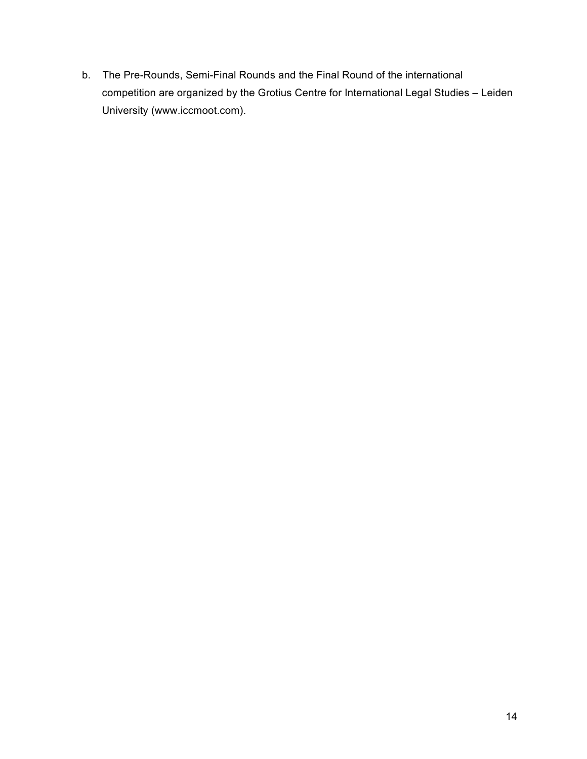b. The Pre-Rounds, Semi-Final Rounds and the Final Round of the international competition are organized by the Grotius Centre for International Legal Studies – Leiden University (www.iccmoot.com).